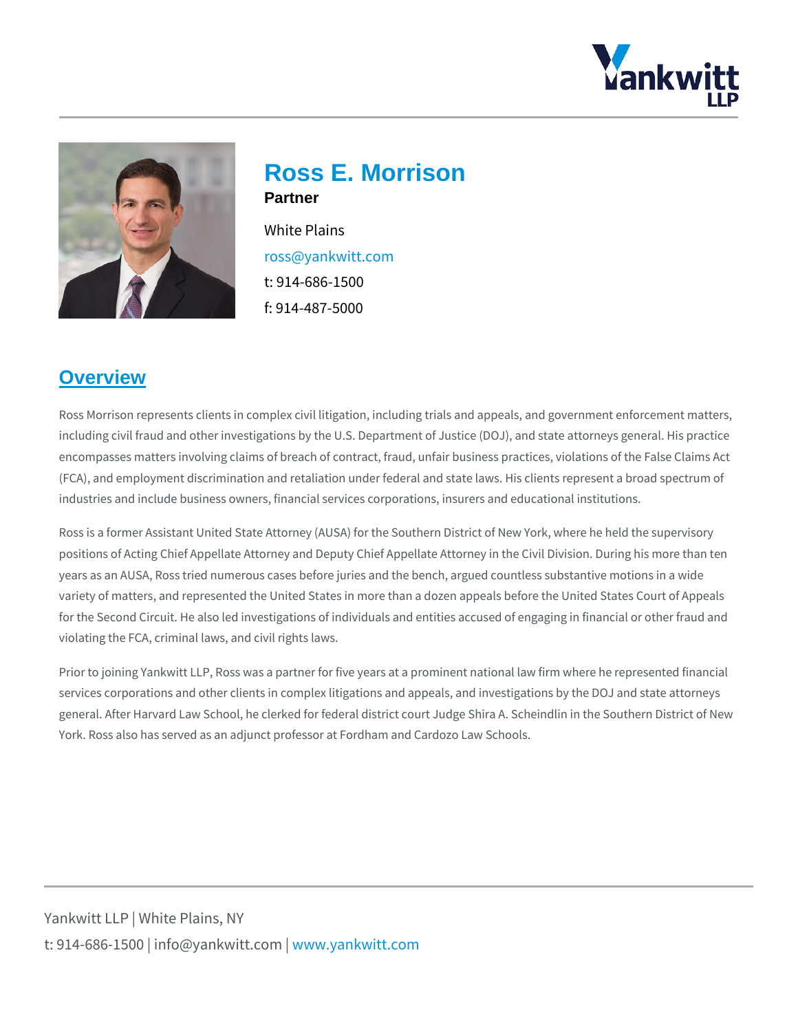# Ross E. Morrison

**Partner**

White Plains

ross@yankwitt.com

t: 914-686-1500

f: 914-487-5000

## Overview

Ross Morrison represents clients in complex civil litigation, including trials and appeals, and government enforcement matters, including civil fraud and other investigations by the U.S. Department of Justice (DOJ), and state attorneys general. His practice encompasses matters involving claims of breach of contract, fraud, unfair business practices, violations of the False Claims Act (FCA), and employment discrimination and retaliation under federal and state laws. His clients represent a broad spectrum of industries and include business owners, financial services corporations, insurers and educational institutions.

Ross is a former Assistant United State Attorney (AUSA) for the Southern District of New York, where he held the supervisory positions of Acting Chief Appellate Attorney and Deputy Chief Appellate Attorney in the Civil Division. During his more than ten years as an AUSA, Ross tried numerous cases before juries and the bench, argued countless substantive motions in a wide variety of matters, and represented the United States in more than a dozen appeals before the United States Court of Appeals for the Second Circuit. He also led investigations of individuals and entities accused of engaging in financial or other fraud and violating the FCA, criminal laws, and civil rights laws.

Prior to joining Yankwitt LLP, Ross was a partner for five years at a prominent national law firm where he represented financial services corporations and other clients in complex litigations and appeals, and investigations by the DOJ and state attorneys general. After Harvard Law School, he clerked for federal district court Judge Shira A. Scheindlin in the Southern District of New York. Ross also has served as an adjunct professor at Fordham and Cardozo Law Schools.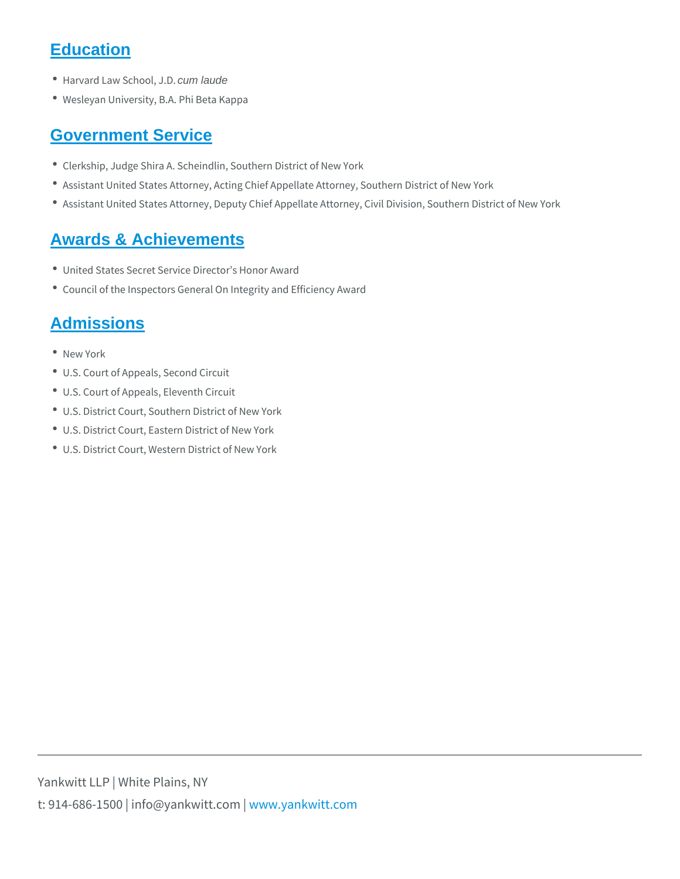## Education

- Harvard Law School, J.D. *cum laude*
- Wesleyan University, B.A. Phi Beta Kappa

## Government Service

- Clerkship, Judge Shira A. Scheindlin, Southern District of New York
- Assistant United States Attorney, Acting Chief Appellate Attorney, Southern District of New York
- Assistant United States Attorney, Deputy Chief Appellate Attorney, Civil Division, Southern District of New York

## Awards & Achievements

- United States Secret Service Director's Honor Award
- Council of the Inspectors General On Integrity and Efficiency Award

## Admissions

- New York
- U.S. Court of Appeals, Second Circuit
- U.S. Court of Appeals, Eleventh Circuit
- U.S. District Court, Southern District of New York
- U.S. District Court, Eastern District of New York
- U.S. District Court, Western District of New York

---

Yankwitt LLP | White Plains, NY

t: 914-686-1500 | info@yankwitt.com | www.yankwitt.com